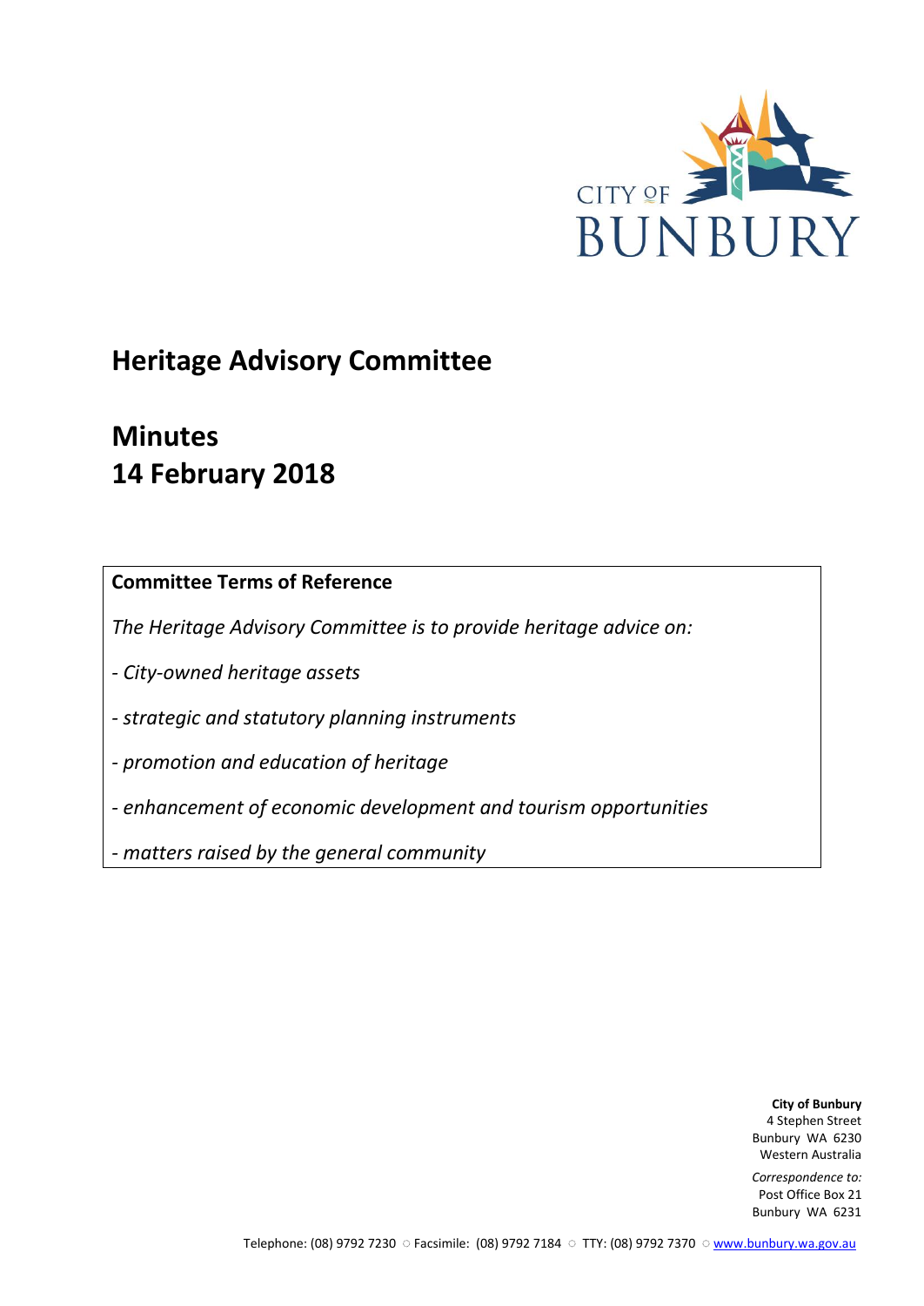CITY OF BUNBURY

# Heritage Advisory Committee

# Minutes
# 14 February 2018

**Committee Terms of Reference**

*The Heritage Advisory Committee is to provide heritage advice on:*

*- City-owned heritage assets*

*- strategic and statutory planning instruments*

*- promotion and education of heritage*

*- enhancement of economic development and tourism opportunities*

*- matters raised by the general community*

**City of Bunbury**
4 Stephen Street
Bunbury WA 6230
Western Australia

*Correspondence to:*
Post Office Box 21
Bunbury WA 6231

Telephone: (08) 9792 7230 ○ Facsimile: (08) 9792 7184 ○ TTY: (08) 9792 7370 ○ www.bunbury.wa.gov.au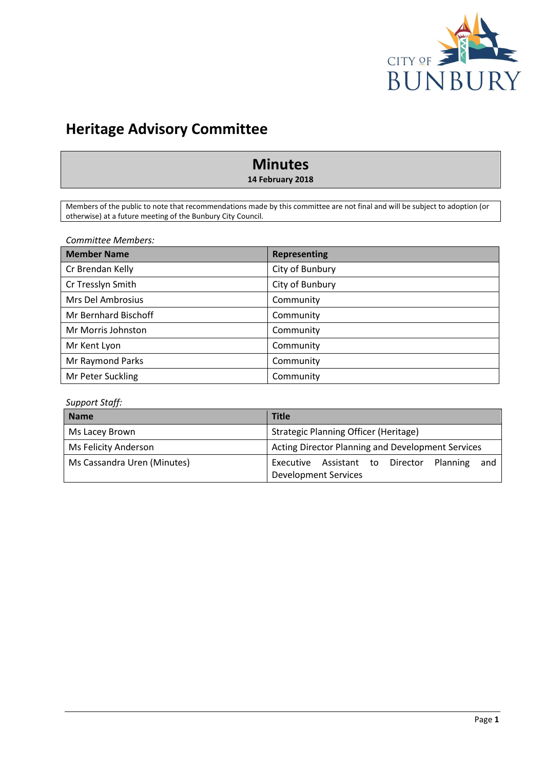# Heritage Advisory Committee

## Minutes

**14 February 2018**

Members of the public to note that recommendations made by this committee are not final and will be subject to adoption (or otherwise) at a future meeting of the Bunbury City Council.

*Committee Members:*

| Member Name | Representing |
|---|---|
| Cr Brendan Kelly | City of Bunbury |
| Cr Tresslyn Smith | City of Bunbury |
| Mrs Del Ambrosius | Community |
| Mr Bernhard Bischoff | Community |
| Mr Morris Johnston | Community |
| Mr Kent Lyon | Community |
| Mr Raymond Parks | Community |
| Mr Peter Suckling | Community |

*Support Staff:*

| Name | Title |
|---|---|
| Ms Lacey Brown | Strategic Planning Officer (Heritage) |
| Ms Felicity Anderson | Acting Director Planning and Development Services |
| Ms Cassandra Uren (Minutes) | Executive Assistant to Director Planning and Development Services |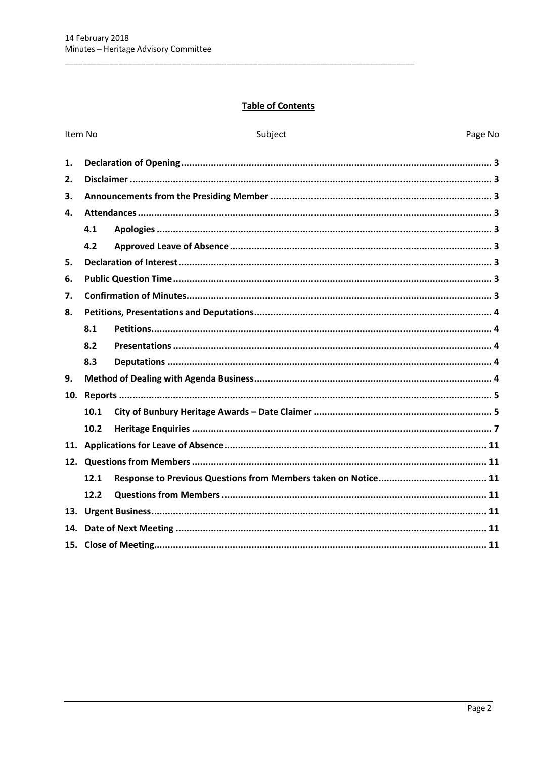**Table of Contents**

| Item No | | Subject | Page No |
|---|---|---|---|
| **1.** | | **Declaration of Opening** | **3** |
| **2.** | | **Disclaimer** | **3** |
| **3.** | | **Announcements from the Presiding Member** | **3** |
| **4.** | | **Attendances** | **3** |
| | **4.1** | **Apologies** | **3** |
| | **4.2** | **Approved Leave of Absence** | **3** |
| **5.** | | **Declaration of Interest** | **3** |
| **6.** | | **Public Question Time** | **3** |
| **7.** | | **Confirmation of Minutes** | **3** |
| **8.** | | **Petitions, Presentations and Deputations** | **4** |
| | **8.1** | **Petitions** | **4** |
| | **8.2** | **Presentations** | **4** |
| | **8.3** | **Deputations** | **4** |
| **9.** | | **Method of Dealing with Agenda Business** | **4** |
| **10.** | | **Reports** | **5** |
| | **10.1** | **City of Bunbury Heritage Awards – Date Claimer** | **5** |
| | **10.2** | **Heritage Enquiries** | **7** |
| **11.** | | **Applications for Leave of Absence** | **11** |
| **12.** | | **Questions from Members** | **11** |
| | **12.1** | **Response to Previous Questions from Members taken on Notice** | **11** |
| | **12.2** | **Questions from Members** | **11** |
| **13.** | | **Urgent Business** | **11** |
| **14.** | | **Date of Next Meeting** | **11** |
| **15.** | | **Close of Meeting** | **11** |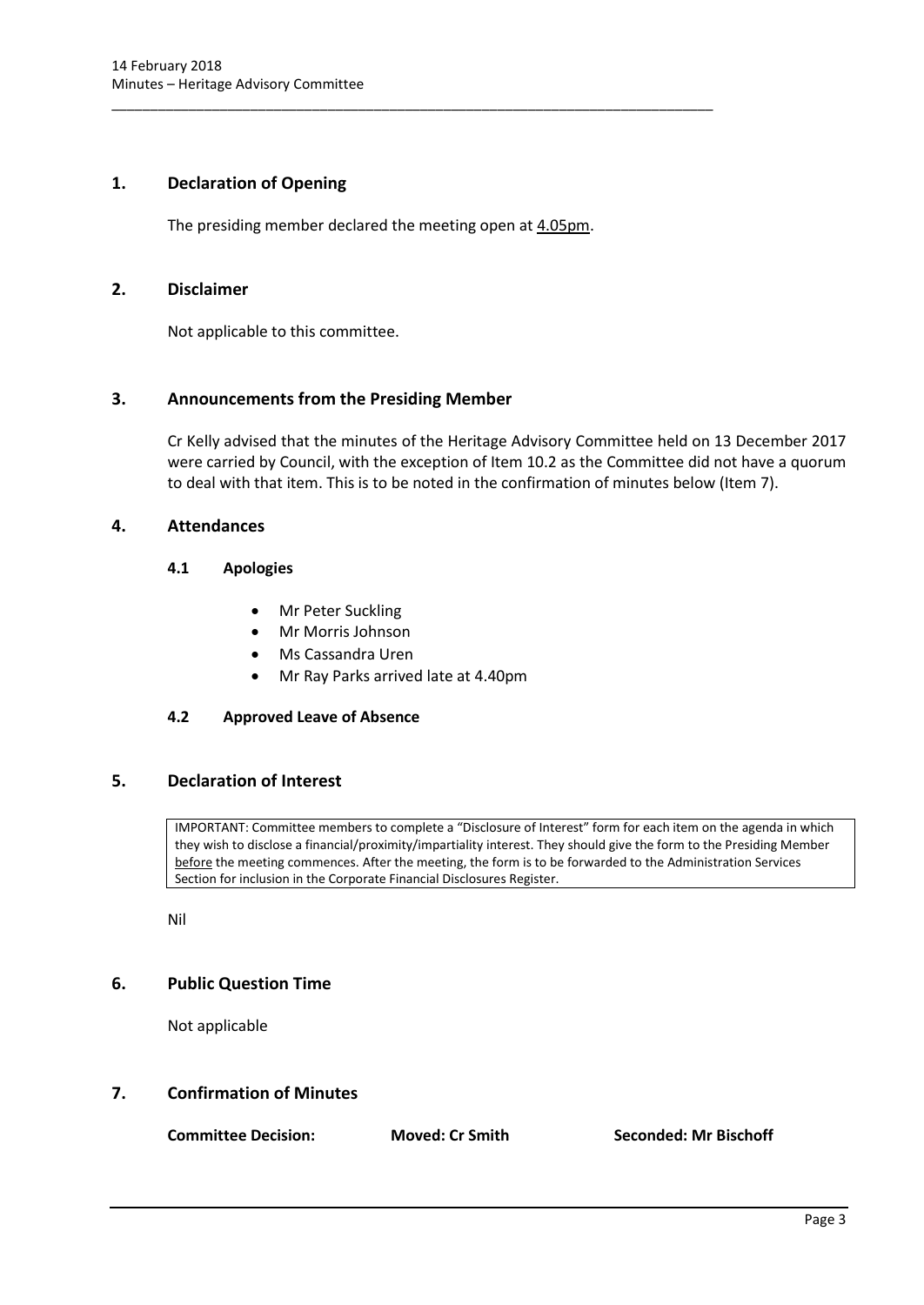## 1. Declaration of Opening

The presiding member declared the meeting open at 4.05pm.

## 2. Disclaimer

Not applicable to this committee.

## 3. Announcements from the Presiding Member

Cr Kelly advised that the minutes of the Heritage Advisory Committee held on 13 December 2017 were carried by Council, with the exception of Item 10.2 as the Committee did not have a quorum to deal with that item. This is to be noted in the confirmation of minutes below (Item 7).

## 4. Attendances

### 4.1 Apologies

- Mr Peter Suckling
- Mr Morris Johnson
- Ms Cassandra Uren
- Mr Ray Parks arrived late at 4.40pm

### 4.2 Approved Leave of Absence

## 5. Declaration of Interest

IMPORTANT: Committee members to complete a "Disclosure of Interest" form for each item on the agenda in which they wish to disclose a financial/proximity/impartiality interest. They should give the form to the Presiding Member before the meeting commences. After the meeting, the form is to be forwarded to the Administration Services Section for inclusion in the Corporate Financial Disclosures Register.

Nil

## 6. Public Question Time

Not applicable

## 7. Confirmation of Minutes

**Committee Decision:** **Moved: Cr Smith** **Seconded: Mr Bischoff**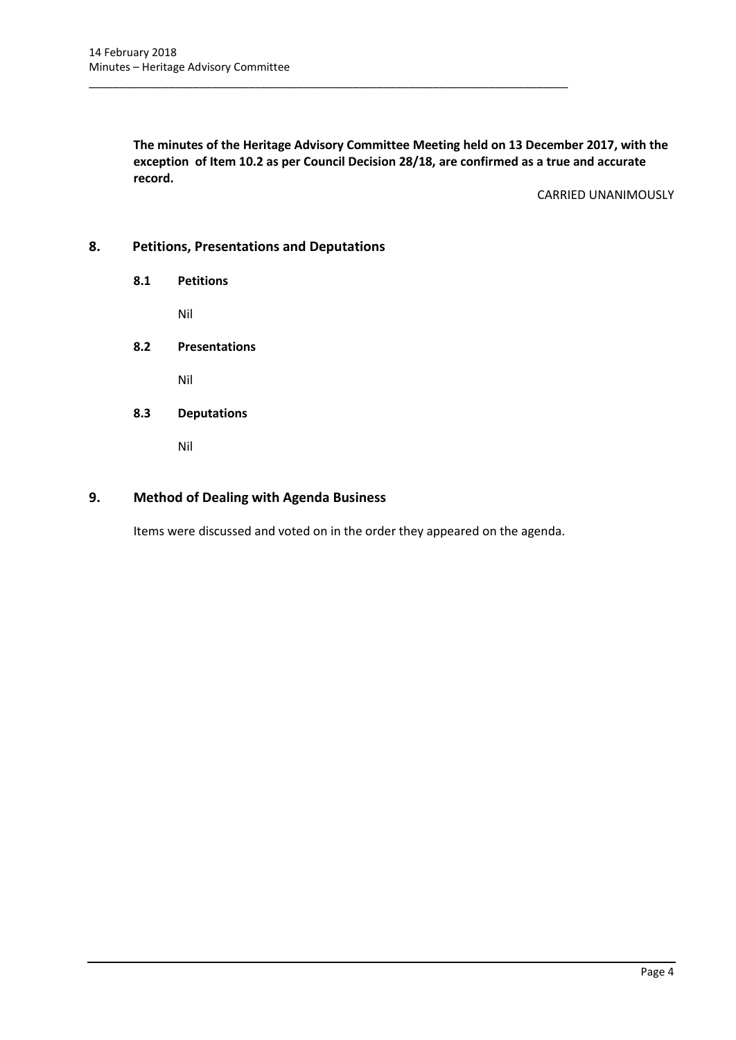**The minutes of the Heritage Advisory Committee Meeting held on 13 December 2017, with the exception of Item 10.2 as per Council Decision 28/18, are confirmed as a true and accurate record.**

CARRIED UNANIMOUSLY

## 8. Petitions, Presentations and Deputations

### 8.1 Petitions

Nil

### 8.2 Presentations

Nil

### 8.3 Deputations

Nil

## 9. Method of Dealing with Agenda Business

Items were discussed and voted on in the order they appeared on the agenda.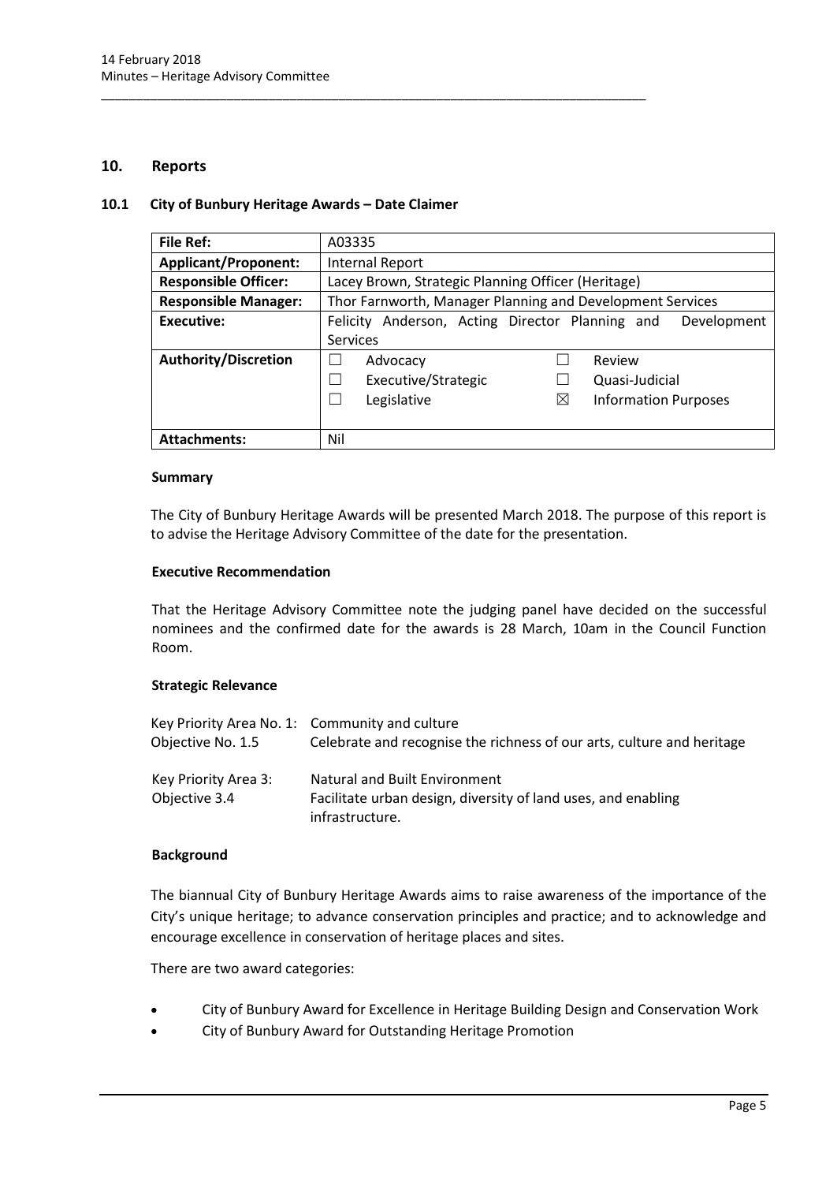## 10. Reports

### 10.1 City of Bunbury Heritage Awards – Date Claimer

| **File Ref:** | A03335 |
|---|---|
| **Applicant/Proponent:** | Internal Report |
| **Responsible Officer:** | Lacey Brown, Strategic Planning Officer (Heritage) |
| **Responsible Manager:** | Thor Farnworth, Manager Planning and Development Services |
| **Executive:** | Felicity Anderson, Acting Director Planning and Development Services |
| **Authority/Discretion** | ☐ Advocacy ☐ Review<br>☐ Executive/Strategic ☐ Quasi-Judicial<br>☐ Legislative ☒ Information Purposes |
| **Attachments:** | Nil |

#### Summary

The City of Bunbury Heritage Awards will be presented March 2018. The purpose of this report is to advise the Heritage Advisory Committee of the date for the presentation.

#### Executive Recommendation

That the Heritage Advisory Committee note the judging panel have decided on the successful nominees and the confirmed date for the awards is 28 March, 10am in the Council Function Room.

#### Strategic Relevance

| | |
|---|---|
| Key Priority Area No. 1: | Community and culture |
| Objective No. 1.5 | Celebrate and recognise the richness of our arts, culture and heritage |
| Key Priority Area 3: | Natural and Built Environment |
| Objective 3.4 | Facilitate urban design, diversity of land uses, and enabling infrastructure. |

#### Background

The biannual City of Bunbury Heritage Awards aims to raise awareness of the importance of the City's unique heritage; to advance conservation principles and practice; and to acknowledge and encourage excellence in conservation of heritage places and sites.

There are two award categories:

- City of Bunbury Award for Excellence in Heritage Building Design and Conservation Work
- City of Bunbury Award for Outstanding Heritage Promotion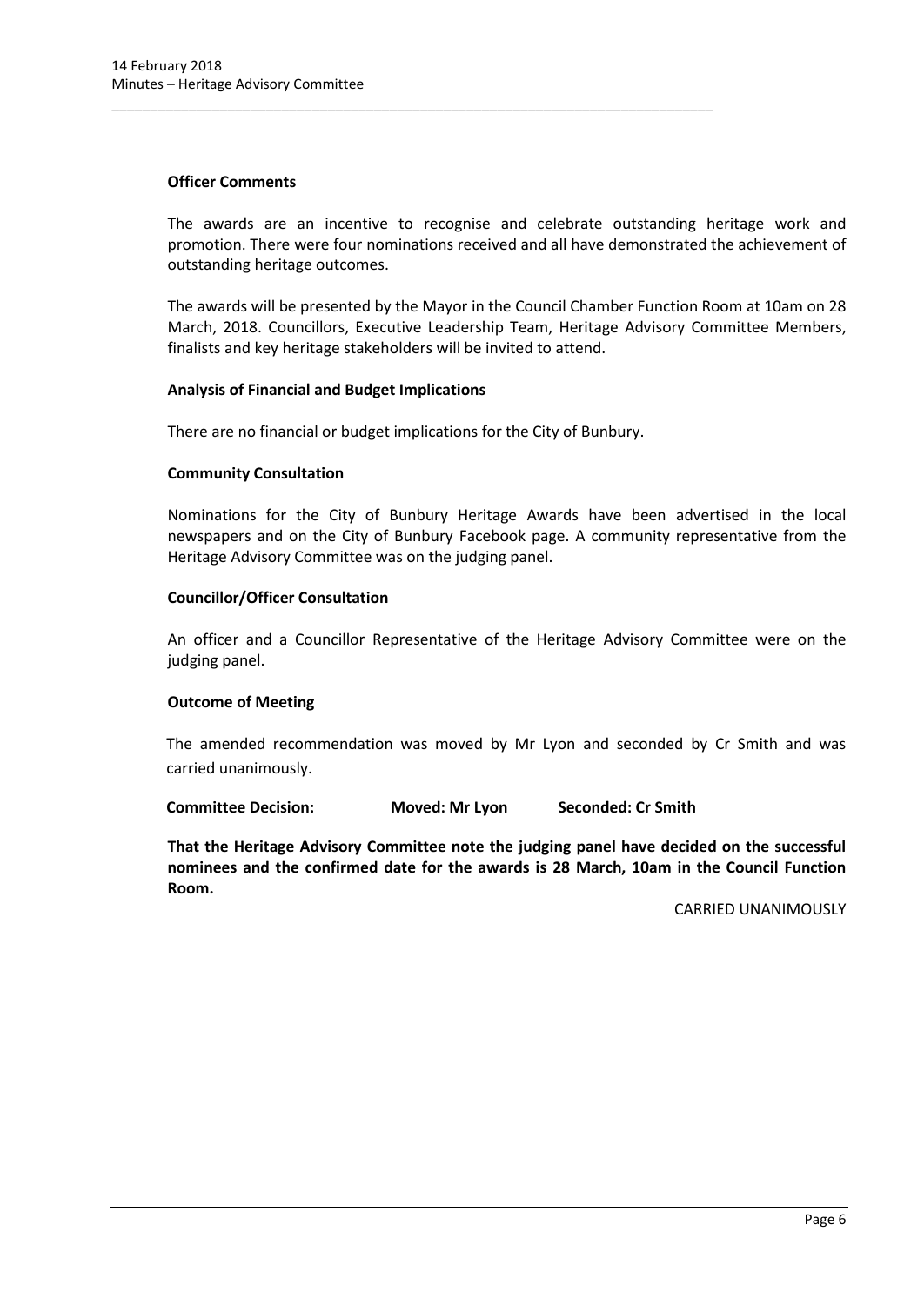**Officer Comments**

The awards are an incentive to recognise and celebrate outstanding heritage work and promotion. There were four nominations received and all have demonstrated the achievement of outstanding heritage outcomes.

The awards will be presented by the Mayor in the Council Chamber Function Room at 10am on 28 March, 2018. Councillors, Executive Leadership Team, Heritage Advisory Committee Members, finalists and key heritage stakeholders will be invited to attend.

**Analysis of Financial and Budget Implications**

There are no financial or budget implications for the City of Bunbury.

**Community Consultation**

Nominations for the City of Bunbury Heritage Awards have been advertised in the local newspapers and on the City of Bunbury Facebook page. A community representative from the Heritage Advisory Committee was on the judging panel.

**Councillor/Officer Consultation**

An officer and a Councillor Representative of the Heritage Advisory Committee were on the judging panel.

**Outcome of Meeting**

The amended recommendation was moved by Mr Lyon and seconded by Cr Smith and was carried unanimously.

**Committee Decision: Moved: Mr Lyon Seconded: Cr Smith**

**That the Heritage Advisory Committee note the judging panel have decided on the successful nominees and the confirmed date for the awards is 28 March, 10am in the Council Function Room.**

CARRIED UNANIMOUSLY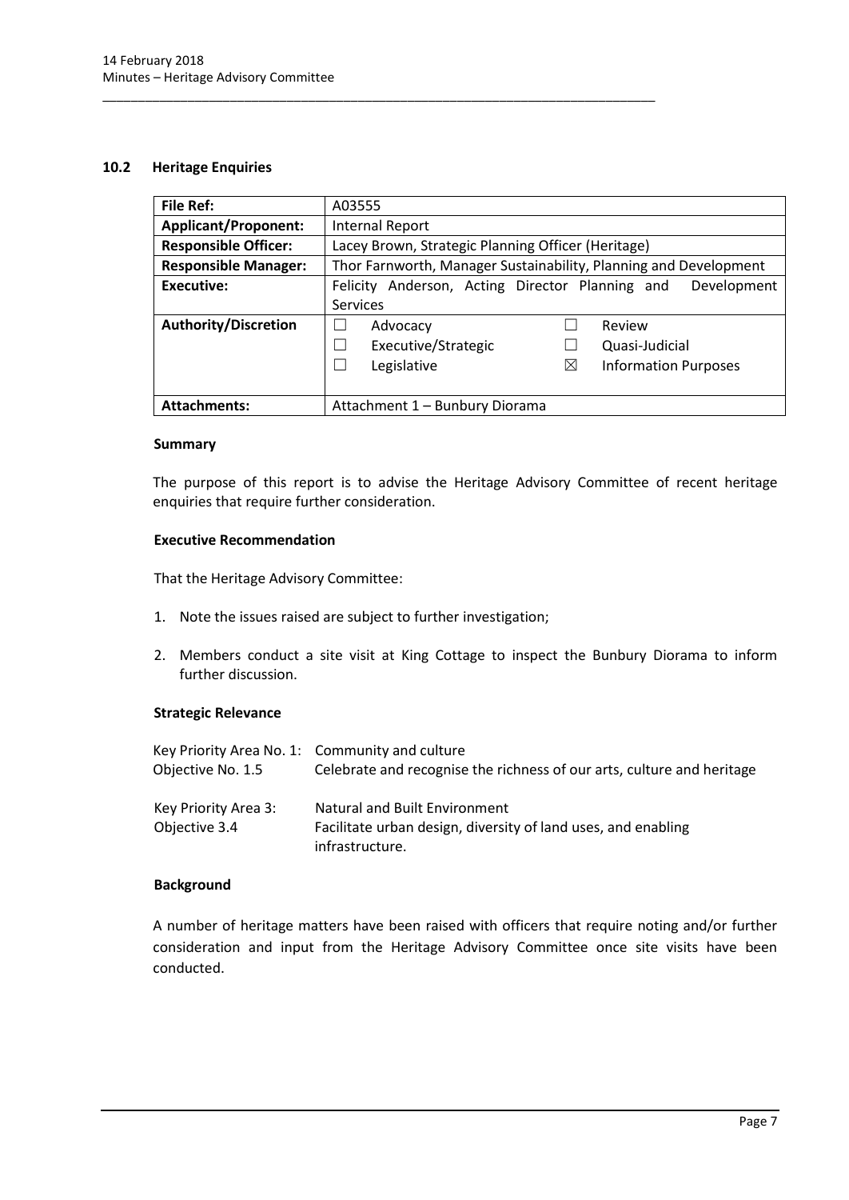## 10.2 Heritage Enquiries

| File Ref: | A03555 |
|---|---|
| Applicant/Proponent: | Internal Report |
| Responsible Officer: | Lacey Brown, Strategic Planning Officer (Heritage) |
| Responsible Manager: | Thor Farnworth, Manager Sustainability, Planning and Development |
| Executive: | Felicity Anderson, Acting Director Planning and Development Services |
| Authority/Discretion | ☐ Advocacy ☐ Review<br>☐ Executive/Strategic ☐ Quasi-Judicial<br>☐ Legislative ☒ Information Purposes |
| Attachments: | Attachment 1 – Bunbury Diorama |

### Summary

The purpose of this report is to advise the Heritage Advisory Committee of recent heritage enquiries that require further consideration.

### Executive Recommendation

That the Heritage Advisory Committee:

1. Note the issues raised are subject to further investigation;
2. Members conduct a site visit at King Cottage to inspect the Bunbury Diorama to inform further discussion.

### Strategic Relevance

| | |
|---|---|
| Key Priority Area No. 1: | Community and culture |
| Objective No. 1.5 | Celebrate and recognise the richness of our arts, culture and heritage |
| Key Priority Area 3: | Natural and Built Environment |
| Objective 3.4 | Facilitate urban design, diversity of land uses, and enabling infrastructure. |

### Background

A number of heritage matters have been raised with officers that require noting and/or further consideration and input from the Heritage Advisory Committee once site visits have been conducted.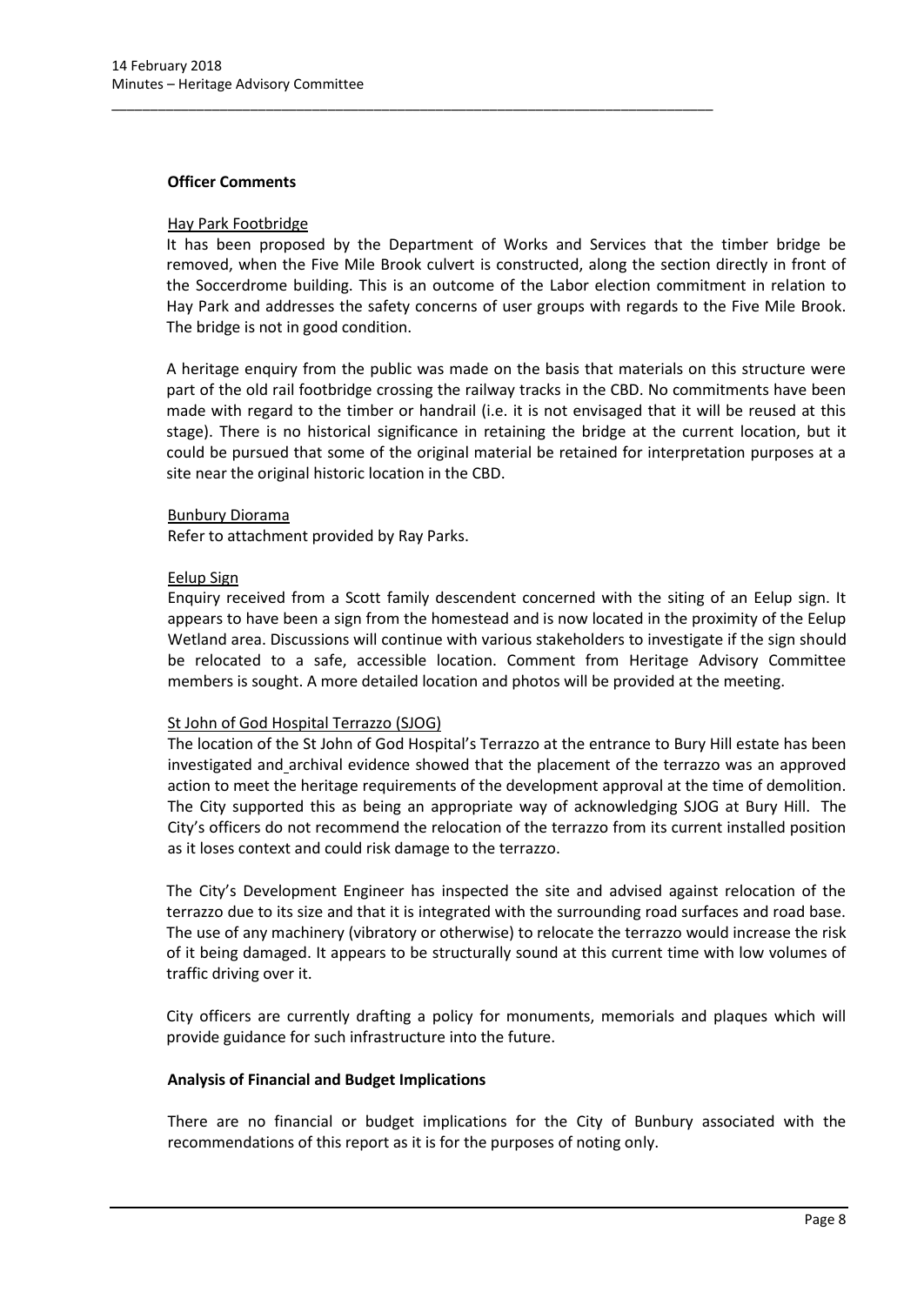**Officer Comments**

Hay Park Footbridge

It has been proposed by the Department of Works and Services that the timber bridge be removed, when the Five Mile Brook culvert is constructed, along the section directly in front of the Soccerdrome building. This is an outcome of the Labor election commitment in relation to Hay Park and addresses the safety concerns of user groups with regards to the Five Mile Brook. The bridge is not in good condition.

A heritage enquiry from the public was made on the basis that materials on this structure were part of the old rail footbridge crossing the railway tracks in the CBD. No commitments have been made with regard to the timber or handrail (i.e. it is not envisaged that it will be reused at this stage). There is no historical significance in retaining the bridge at the current location, but it could be pursued that some of the original material be retained for interpretation purposes at a site near the original historic location in the CBD.

Bunbury Diorama

Refer to attachment provided by Ray Parks.

Eelup Sign

Enquiry received from a Scott family descendent concerned with the siting of an Eelup sign. It appears to have been a sign from the homestead and is now located in the proximity of the Eelup Wetland area. Discussions will continue with various stakeholders to investigate if the sign should be relocated to a safe, accessible location. Comment from Heritage Advisory Committee members is sought. A more detailed location and photos will be provided at the meeting.

St John of God Hospital Terrazzo (SJOG)

The location of the St John of God Hospital's Terrazzo at the entrance to Bury Hill estate has been investigated and archival evidence showed that the placement of the terrazzo was an approved action to meet the heritage requirements of the development approval at the time of demolition. The City supported this as being an appropriate way of acknowledging SJOG at Bury Hill. The City's officers do not recommend the relocation of the terrazzo from its current installed position as it loses context and could risk damage to the terrazzo.

The City's Development Engineer has inspected the site and advised against relocation of the terrazzo due to its size and that it is integrated with the surrounding road surfaces and road base. The use of any machinery (vibratory or otherwise) to relocate the terrazzo would increase the risk of it being damaged. It appears to be structurally sound at this current time with low volumes of traffic driving over it.

City officers are currently drafting a policy for monuments, memorials and plaques which will provide guidance for such infrastructure into the future.

**Analysis of Financial and Budget Implications**

There are no financial or budget implications for the City of Bunbury associated with the recommendations of this report as it is for the purposes of noting only.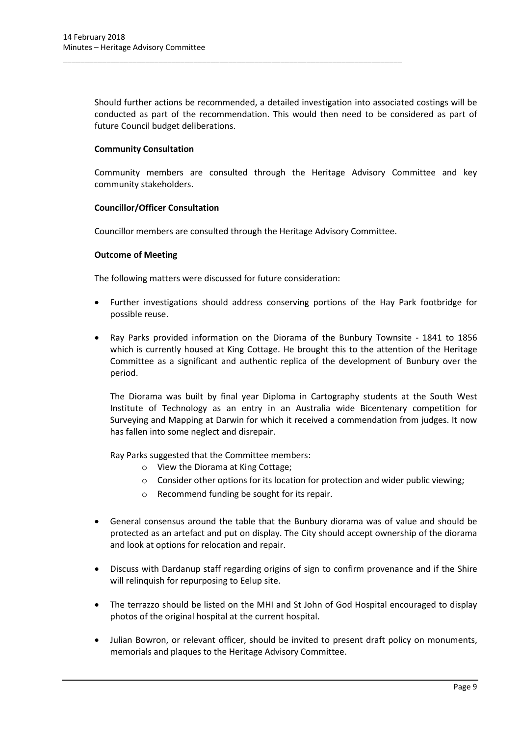Should further actions be recommended, a detailed investigation into associated costings will be conducted as part of the recommendation. This would then need to be considered as part of future Council budget deliberations.

**Community Consultation**

Community members are consulted through the Heritage Advisory Committee and key community stakeholders.

**Councillor/Officer Consultation**

Councillor members are consulted through the Heritage Advisory Committee.

**Outcome of Meeting**

The following matters were discussed for future consideration:

- Further investigations should address conserving portions of the Hay Park footbridge for possible reuse.
- Ray Parks provided information on the Diorama of the Bunbury Townsite - 1841 to 1856 which is currently housed at King Cottage. He brought this to the attention of the Heritage Committee as a significant and authentic replica of the development of Bunbury over the period.

  The Diorama was built by final year Diploma in Cartography students at the South West Institute of Technology as an entry in an Australia wide Bicentenary competition for Surveying and Mapping at Darwin for which it received a commendation from judges. It now has fallen into some neglect and disrepair.

  Ray Parks suggested that the Committee members:

  - View the Diorama at King Cottage;
  - Consider other options for its location for protection and wider public viewing;
  - Recommend funding be sought for its repair.

- General consensus around the table that the Bunbury diorama was of value and should be protected as an artefact and put on display. The City should accept ownership of the diorama and look at options for relocation and repair.
- Discuss with Dardanup staff regarding origins of sign to confirm provenance and if the Shire will relinquish for repurposing to Eelup site.
- The terrazzo should be listed on the MHI and St John of God Hospital encouraged to display photos of the original hospital at the current hospital.
- Julian Bowron, or relevant officer, should be invited to present draft policy on monuments, memorials and plaques to the Heritage Advisory Committee.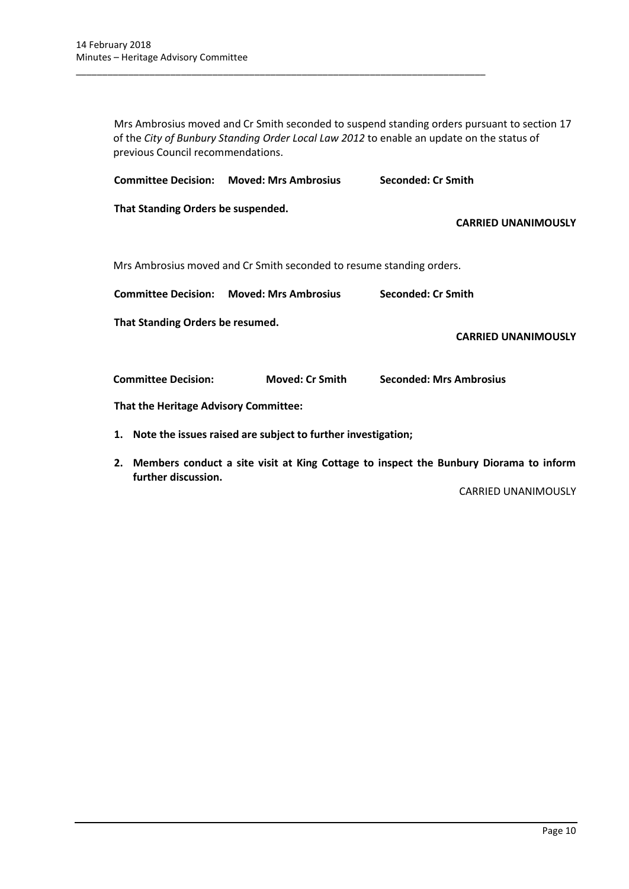Mrs Ambrosius moved and Cr Smith seconded to suspend standing orders pursuant to section 17 of the *City of Bunbury Standing Order Local Law 2012* to enable an update on the status of previous Council recommendations.

**Committee Decision: Moved: Mrs Ambrosius Seconded: Cr Smith**

**That Standing Orders be suspended.**

**CARRIED UNANIMOUSLY**

Mrs Ambrosius moved and Cr Smith seconded to resume standing orders.

**Committee Decision: Moved: Mrs Ambrosius Seconded: Cr Smith**

**That Standing Orders be resumed.**

**CARRIED UNANIMOUSLY**

**Committee Decision: Moved: Cr Smith Seconded: Mrs Ambrosius**

**That the Heritage Advisory Committee:**

1. **Note the issues raised are subject to further investigation;**
2. **Members conduct a site visit at King Cottage to inspect the Bunbury Diorama to inform further discussion.**

CARRIED UNANIMOUSLY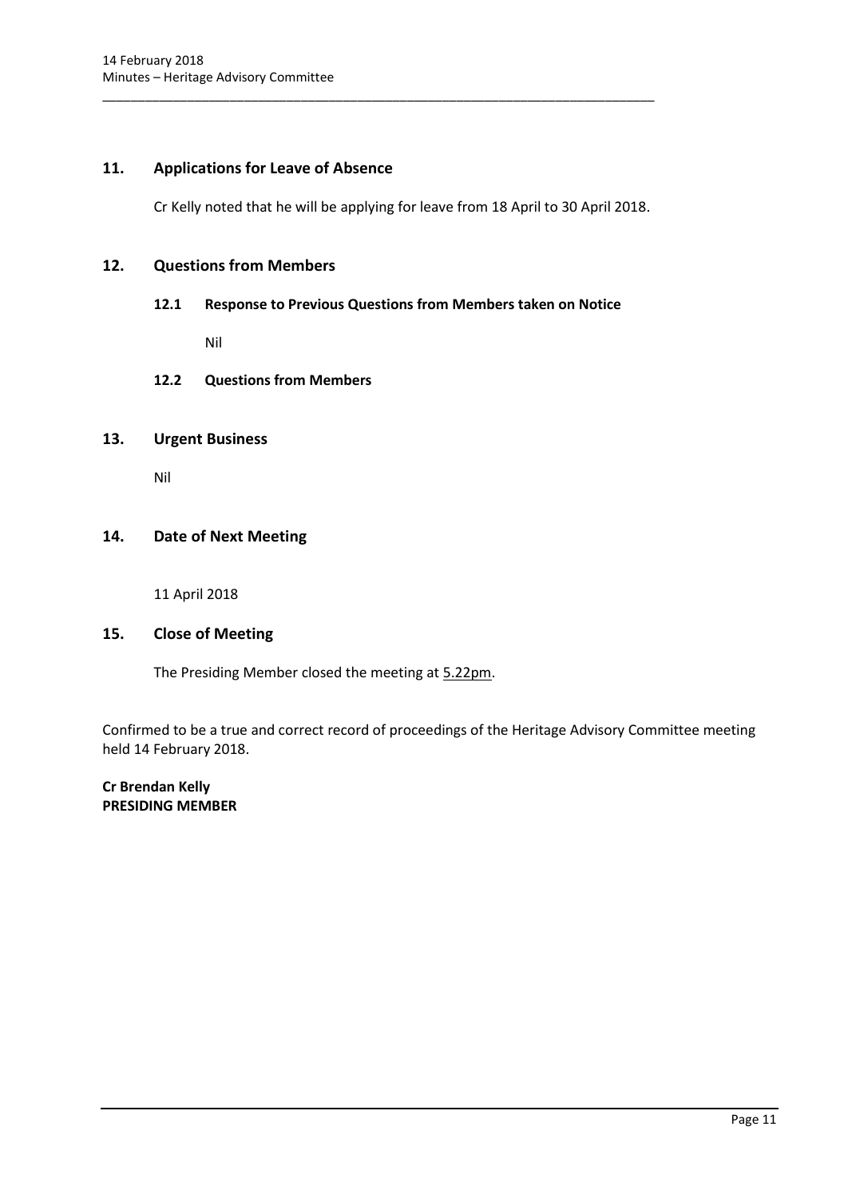## 11. Applications for Leave of Absence

Cr Kelly noted that he will be applying for leave from 18 April to 30 April 2018.

## 12. Questions from Members

### 12.1 Response to Previous Questions from Members taken on Notice

Nil

### 12.2 Questions from Members

## 13. Urgent Business

Nil

## 14. Date of Next Meeting

11 April 2018

## 15. Close of Meeting

The Presiding Member closed the meeting at 5.22pm.

Confirmed to be a true and correct record of proceedings of the Heritage Advisory Committee meeting held 14 February 2018.

**Cr Brendan Kelly**
**PRESIDING MEMBER**